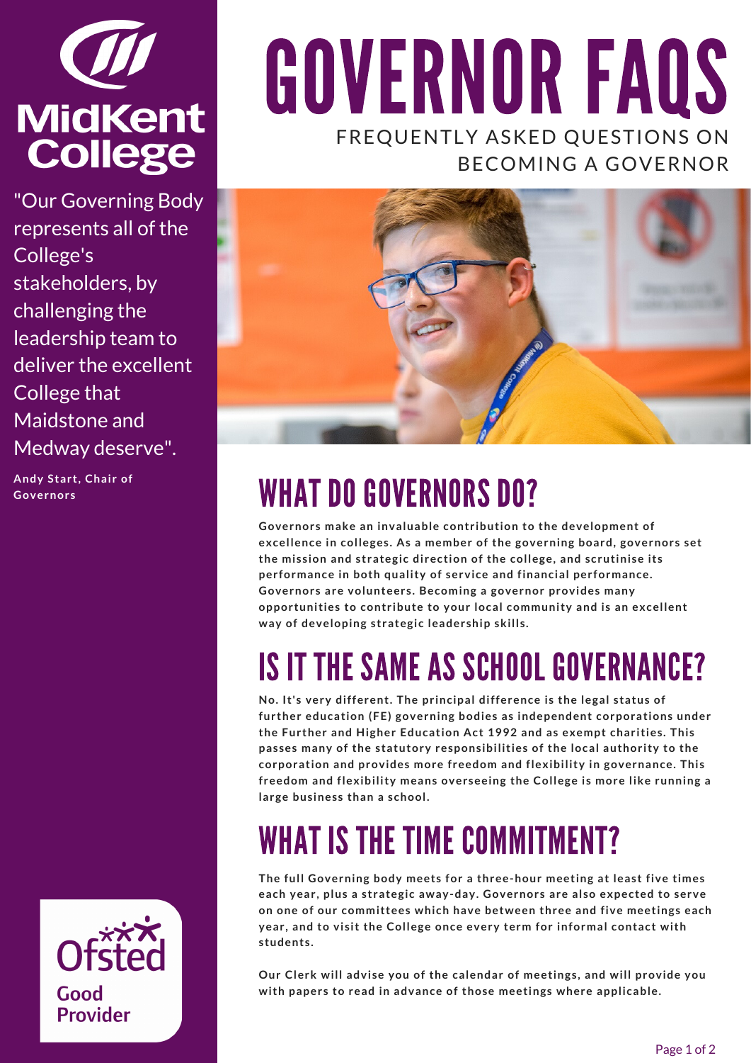MidKent College

"Our Governing Body represents all of the College's stakeholders, by challenging the leadership team to deliver the excellent College that Maidstone and Medway deserve".

**Andy Start, Chair of Governors**

Ofsted Good Provider

# GOVERNOR FAQS

FREQUENTLY ASKED QUESTIONS ON BECOMING A GOVERNOR

## WHAT DO GOVERNORS DO?

**Governors make an invaluable contribution to the development of excellence in colleges. As a member of the governing board, governors set the mission and strategic direction of the college, and scrutinise its performance in both quality of service and financial performance. Governors are volunteers. Becoming a governor provides many opportunities to contribute to your local community and is an excellent way of developing strategic leadership skills.**

## IS IT THE SAME AS SCHOOL GOVERNANCE?

**No. It's very different. The principal difference is the legal status of further education (FE) governing bodies as independent corporations under the Further and Higher Education Act 1992 and as exempt charities. This passes many of the statutory responsibilities of the local authority to the corporation and provides more freedom and flexibility in governance. This freedom and flexibility means overseeing the College is more like running a large business than a school.**

## WHAT IS THE TIME COMMITMENT?

**The full Governing body meets for a three-hour meeting at least five times each year, plus a strategic away-day. Governors are also expected to serve on one of our committees which have between three and five meetings each year, and to visit the College once every term for informal contact with students.**

**Our Clerk will advise you of the calendar of meetings, and will provide you with papers to read in advance of those meetings where applicable.**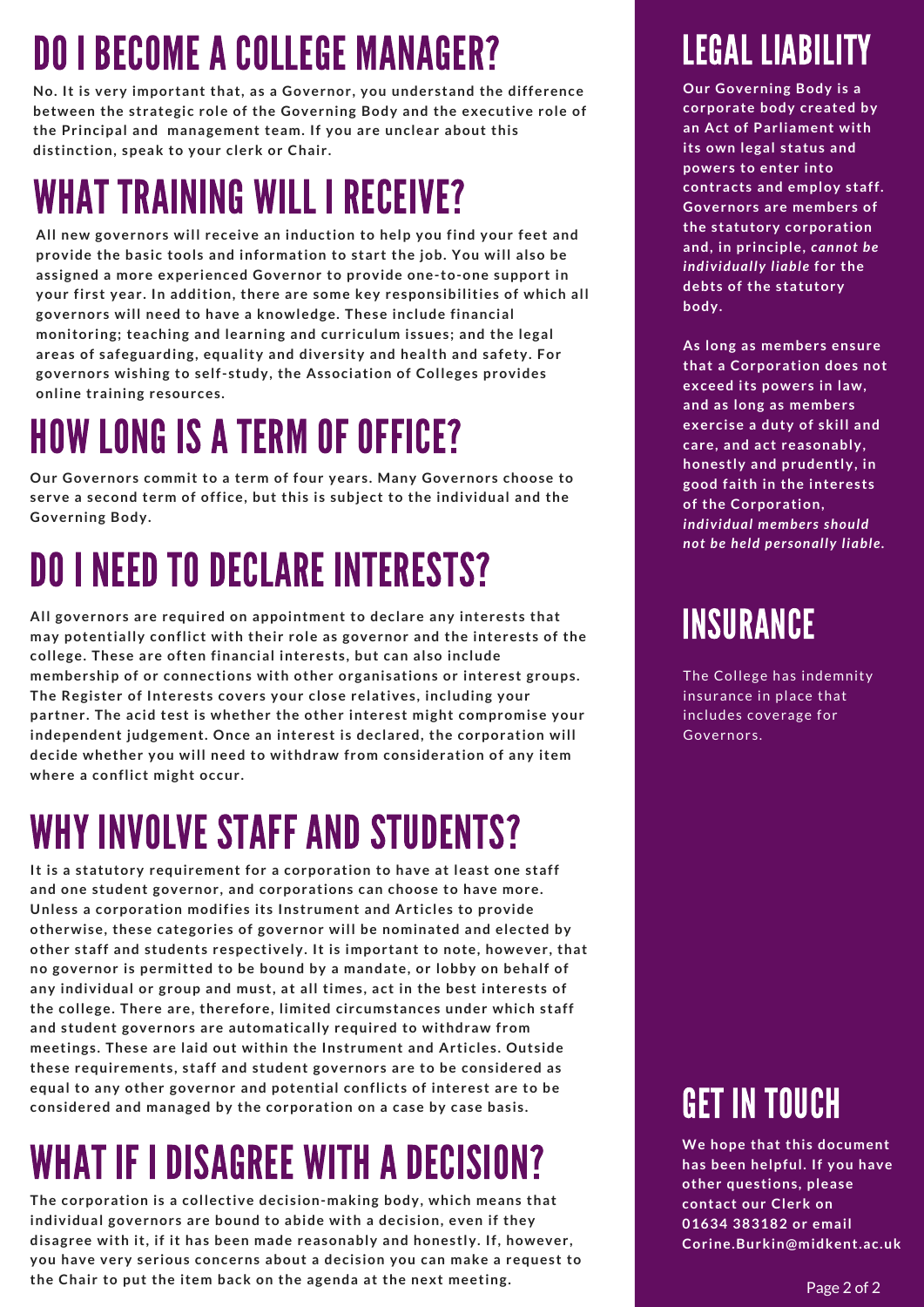# DO I BECOME A COLLEGE MANAGER?

**No. It is very important that, as a Governor, you understand the difference between the strategic role of the Governing Body and the executive role of the Principal and management team. If you are unclear about this distinction, speak to your clerk or Chair.**

# WHAT TRAINING WILL I RECEIVE?

**All new governors will receive an induction to help you find your feet and provide the basic tools and information to start the job. You will also be assigned a more experienced Governor to provide one-to-one support in your first year. In addition, there are some key responsibilities of which all governors will need to have a knowledge. These include financial monitoring; teaching and learning and curriculum issues; and the legal areas of safeguarding, equality and diversity and health and safety. For governors wishing to self-study, the Association of Colleges provides online training resources.**

# HOW LONG IS A TERM OF OFFICE?

**Our Governors commit to a term of four years. Many Governors choose to serve a second term of office, but this is subject to the individual and the Governing Body.**

# DO I NEED TO DECLARE INTERESTS?

**All governors are required on appointment to declare any interests that may potentially conflict with their role as governor and the interests of the college. These are often financial interests, but can also include membership of or connections with other organisations or interest groups. The Register of Interests covers your close relatives, including your partner. The acid test is whether the other interest might compromise your independent judgement. Once an interest is declared, the corporation will decide whether you will need to withdraw from consideration of any item where a conflict might occur.**

# WHY INVOLVE STAFF AND STUDENTS?

**It is a statutory requirement for a corporation to have at least one staff and one student governor, and corporations can choose to have more. Unless a corporation modifies its Instrument and Articles to provide otherwise, these categories of governor will be nominated and elected by other staff and students respectively. It is important to note, however, that no governor is permitted to be bound by a mandate, or lobby on behalf of any individual or group and must, at all times, act in the best interests of the college. There are, therefore, limited circumstances under which staff and student governors are automatically required to withdraw from meetings. These are laid out within the Instrument and Articles. Outside these requirements, staff and student governors are to be considered as equal to any other governor and potential conflicts of interest are to be considered and managed by the corporation on a case by case basis.**

# WHAT IF I DISAGREE WITH A DECISION?

**The corporation is a collective decision-making body, which means that individual governors are bound to abide with a decision, even if they disagree with it, if it has been made reasonably and honestly. If, however, you have very serious concerns about a decision you can make a request to the Chair to put the item back on the agenda at the next meeting.**

# LEGAL LIABILITY

**Our Governing Body is a corporate body created by an Act of Parliament with its own legal status and powers to enter into contracts and employ staff. Governors are members of the statutory corporation and, in principle, *cannot be individually liable* for the debts of the statutory body.**

**As long as members ensure that a Corporation does not exceed its powers in law, and as long as members exercise a duty of skill and care, and act reasonably, honestly and prudently, in good faith in the interests of the Corporation, *individual members should not be held personally liable.***

# INSURANCE

The College has indemnity insurance in place that includes coverage for Governors.

# GET IN TOUCH

**We hope that this document has been helpful. If you have other questions, please contact our Clerk on 01634 383182 or email Corine.Burkin@midkent.ac.uk**